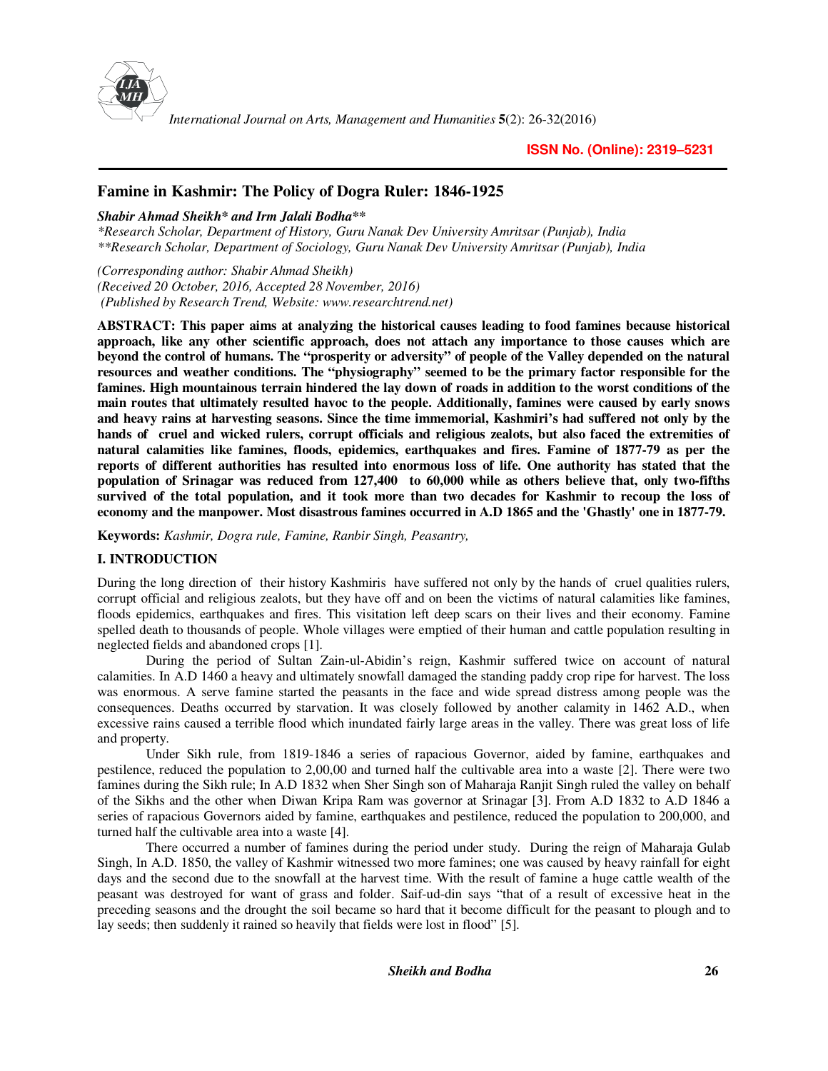ISSN No. (Online): 2319–5231

# Famine in Kashmir: The Policy of Dogra Ruler: 1846-1925

***Shabir Ahmad Sheikh\* and Irm Jalali Bodha\*\****

*\*Research Scholar, Department of History, Guru Nanak Dev University Amritsar (Punjab), India*
*\*\*Research Scholar, Department of Sociology, Guru Nanak Dev University Amritsar (Punjab), India*

*(Corresponding author: Shabir Ahmad Sheikh)*
*(Received 20 October, 2016, Accepted 28 November, 2016)*
*(Published by Research Trend, Website: www.researchtrend.net)*

**ABSTRACT: This paper aims at analyzing the historical causes leading to food famines because historical approach, like any other scientific approach, does not attach any importance to those causes which are beyond the control of humans. The "prosperity or adversity" of people of the Valley depended on the natural resources and weather conditions. The "physiography" seemed to be the primary factor responsible for the famines. High mountainous terrain hindered the lay down of roads in addition to the worst conditions of the main routes that ultimately resulted havoc to the people. Additionally, famines were caused by early snows and heavy rains at harvesting seasons. Since the time immemorial, Kashmiri's had suffered not only by the hands of cruel and wicked rulers, corrupt officials and religious zealots, but also faced the extremities of natural calamities like famines, floods, epidemics, earthquakes and fires. Famine of 1877-79 as per the reports of different authorities has resulted into enormous loss of life. One authority has stated that the population of Srinagar was reduced from 127,400 to 60,000 while as others believe that, only two-fifths survived of the total population, and it took more than two decades for Kashmir to recoup the loss of economy and the manpower. Most disastrous famines occurred in A.D 1865 and the 'Ghastly' one in 1877-79.**

**Keywords:** *Kashmir, Dogra rule, Famine, Ranbir Singh, Peasantry,*

## I. INTRODUCTION

During the long direction of their history Kashmiris have suffered not only by the hands of cruel qualities rulers, corrupt official and religious zealots, but they have off and on been the victims of natural calamities like famines, floods epidemics, earthquakes and fires. This visitation left deep scars on their lives and their economy. Famine spelled death to thousands of people. Whole villages were emptied of their human and cattle population resulting in neglected fields and abandoned crops [1].

During the period of Sultan Zain-ul-Abidin's reign, Kashmir suffered twice on account of natural calamities. In A.D 1460 a heavy and ultimately snowfall damaged the standing paddy crop ripe for harvest. The loss was enormous. A serve famine started the peasants in the face and wide spread distress among people was the consequences. Deaths occurred by starvation. It was closely followed by another calamity in 1462 A.D., when excessive rains caused a terrible flood which inundated fairly large areas in the valley. There was great loss of life and property.

Under Sikh rule, from 1819-1846 a series of rapacious Governor, aided by famine, earthquakes and pestilence, reduced the population to 2,00,00 and turned half the cultivable area into a waste [2]. There were two famines during the Sikh rule; In A.D 1832 when Sher Singh son of Maharaja Ranjit Singh ruled the valley on behalf of the Sikhs and the other when Diwan Kripa Ram was governor at Srinagar [3]. From A.D 1832 to A.D 1846 a series of rapacious Governors aided by famine, earthquakes and pestilence, reduced the population to 200,000, and turned half the cultivable area into a waste [4].

There occurred a number of famines during the period under study. During the reign of Maharaja Gulab Singh, In A.D. 1850, the valley of Kashmir witnessed two more famines; one was caused by heavy rainfall for eight days and the second due to the snowfall at the harvest time. With the result of famine a huge cattle wealth of the peasant was destroyed for want of grass and folder. Saif-ud-din says "that of a result of excessive heat in the preceding seasons and the drought the soil became so hard that it become difficult for the peasant to plough and to lay seeds; then suddenly it rained so heavily that fields were lost in flood" [5].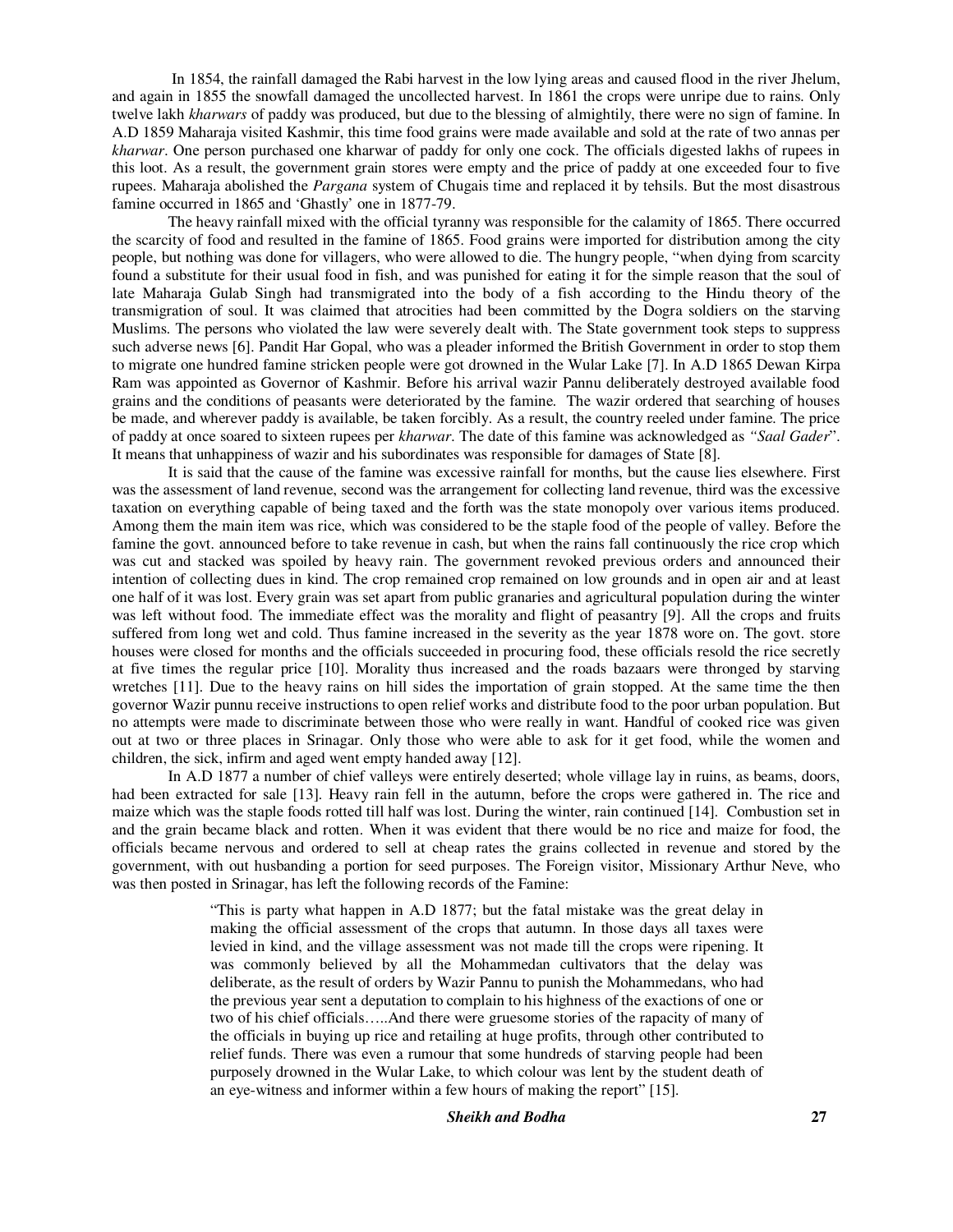In 1854, the rainfall damaged the Rabi harvest in the low lying areas and caused flood in the river Jhelum, and again in 1855 the snowfall damaged the uncollected harvest. In 1861 the crops were unripe due to rains. Only twelve lakh *kharwars* of paddy was produced, but due to the blessing of almightily, there were no sign of famine. In A.D 1859 Maharaja visited Kashmir, this time food grains were made available and sold at the rate of two annas per *kharwar*. One person purchased one kharwar of paddy for only one cock. The officials digested lakhs of rupees in this loot. As a result, the government grain stores were empty and the price of paddy at one exceeded four to five rupees. Maharaja abolished the *Pargana* system of Chugais time and replaced it by tehsils. But the most disastrous famine occurred in 1865 and 'Ghastly' one in 1877-79.

The heavy rainfall mixed with the official tyranny was responsible for the calamity of 1865. There occurred the scarcity of food and resulted in the famine of 1865. Food grains were imported for distribution among the city people, but nothing was done for villagers, who were allowed to die. The hungry people, "when dying from scarcity found a substitute for their usual food in fish, and was punished for eating it for the simple reason that the soul of late Maharaja Gulab Singh had transmigrated into the body of a fish according to the Hindu theory of the transmigration of soul. It was claimed that atrocities had been committed by the Dogra soldiers on the starving Muslims. The persons who violated the law were severely dealt with. The State government took steps to suppress such adverse news [6]. Pandit Har Gopal, who was a pleader informed the British Government in order to stop them to migrate one hundred famine stricken people were got drowned in the Wular Lake [7]. In A.D 1865 Dewan Kirpa Ram was appointed as Governor of Kashmir. Before his arrival wazir Pannu deliberately destroyed available food grains and the conditions of peasants were deteriorated by the famine. The wazir ordered that searching of houses be made, and wherever paddy is available, be taken forcibly. As a result, the country reeled under famine. The price of paddy at once soared to sixteen rupees per *kharwar*. The date of this famine was acknowledged as *"Saal Gader*". It means that unhappiness of wazir and his subordinates was responsible for damages of State [8].

It is said that the cause of the famine was excessive rainfall for months, but the cause lies elsewhere. First was the assessment of land revenue, second was the arrangement for collecting land revenue, third was the excessive taxation on everything capable of being taxed and the forth was the state monopoly over various items produced. Among them the main item was rice, which was considered to be the staple food of the people of valley. Before the famine the govt. announced before to take revenue in cash, but when the rains fall continuously the rice crop which was cut and stacked was spoiled by heavy rain. The government revoked previous orders and announced their intention of collecting dues in kind. The crop remained crop remained on low grounds and in open air and at least one half of it was lost. Every grain was set apart from public granaries and agricultural population during the winter was left without food. The immediate effect was the morality and flight of peasantry [9]. All the crops and fruits suffered from long wet and cold. Thus famine increased in the severity as the year 1878 wore on. The govt. store houses were closed for months and the officials succeeded in procuring food, these officials resold the rice secretly at five times the regular price [10]. Morality thus increased and the roads bazaars were thronged by starving wretches [11]. Due to the heavy rains on hill sides the importation of grain stopped. At the same time the then governor Wazir punnu receive instructions to open relief works and distribute food to the poor urban population. But no attempts were made to discriminate between those who were really in want. Handful of cooked rice was given out at two or three places in Srinagar. Only those who were able to ask for it get food, while the women and children, the sick, infirm and aged went empty handed away [12].

In A.D 1877 a number of chief valleys were entirely deserted; whole village lay in ruins, as beams, doors, had been extracted for sale [13]. Heavy rain fell in the autumn, before the crops were gathered in. The rice and maize which was the staple foods rotted till half was lost. During the winter, rain continued [14]. Combustion set in and the grain became black and rotten. When it was evident that there would be no rice and maize for food, the officials became nervous and ordered to sell at cheap rates the grains collected in revenue and stored by the government, with out husbanding a portion for seed purposes. The Foreign visitor, Missionary Arthur Neve, who was then posted in Srinagar, has left the following records of the Famine:

> "This is party what happen in A.D 1877; but the fatal mistake was the great delay in making the official assessment of the crops that autumn. In those days all taxes were levied in kind, and the village assessment was not made till the crops were ripening. It was commonly believed by all the Mohammedan cultivators that the delay was deliberate, as the result of orders by Wazir Pannu to punish the Mohammedans, who had the previous year sent a deputation to complain to his highness of the exactions of one or two of his chief officials…..And there were gruesome stories of the rapacity of many of the officials in buying up rice and retailing at huge profits, through other contributed to relief funds. There was even a rumour that some hundreds of starving people had been purposely drowned in the Wular Lake, to which colour was lent by the student death of an eye-witness and informer within a few hours of making the report" [15].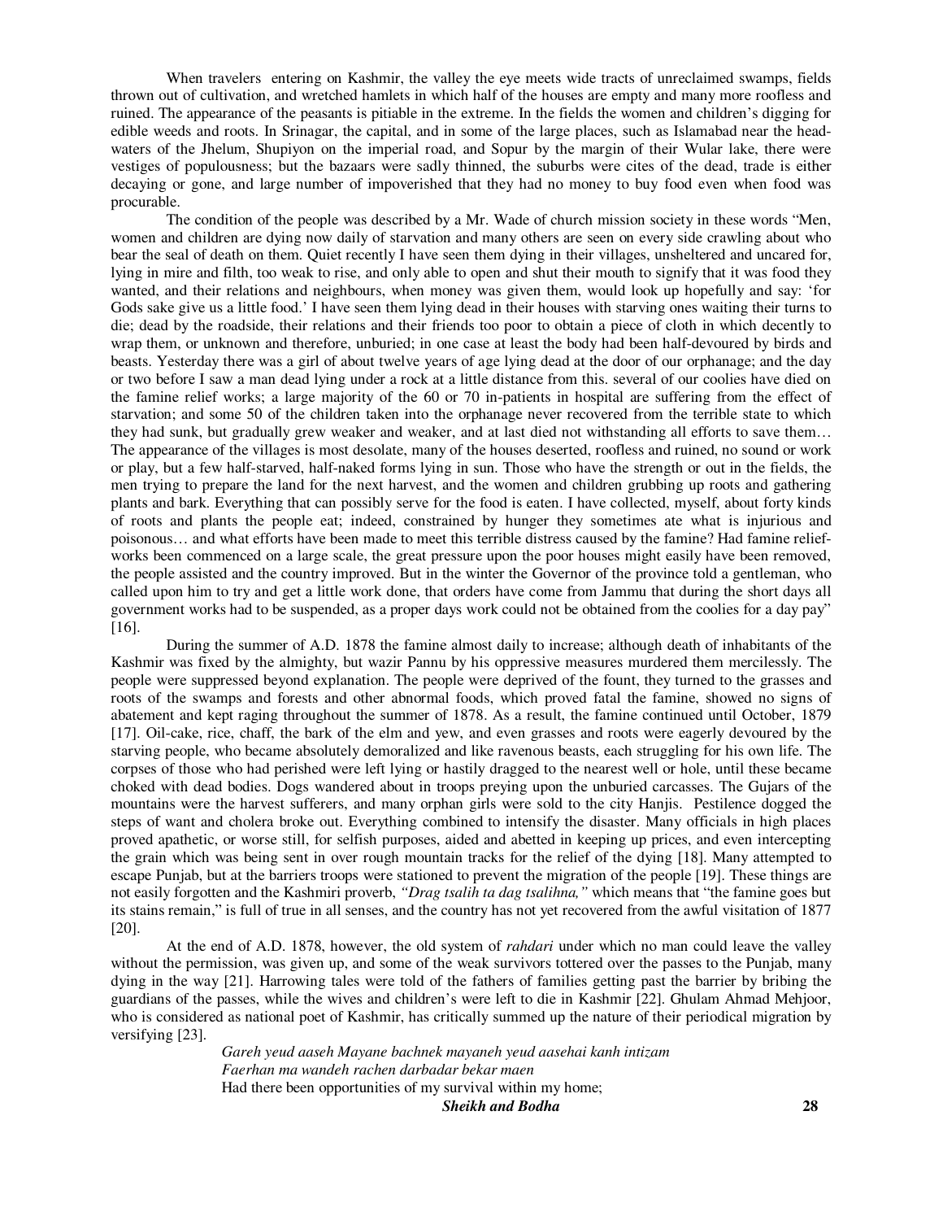When travelers entering on Kashmir, the valley the eye meets wide tracts of unreclaimed swamps, fields thrown out of cultivation, and wretched hamlets in which half of the houses are empty and many more roofless and ruined. The appearance of the peasants is pitiable in the extreme. In the fields the women and children's digging for edible weeds and roots. In Srinagar, the capital, and in some of the large places, such as Islamabad near the head-waters of the Jhelum, Shupiyon on the imperial road, and Sopur by the margin of their Wular lake, there were vestiges of populousness; but the bazaars were sadly thinned, the suburbs were cites of the dead, trade is either decaying or gone, and large number of impoverished that they had no money to buy food even when food was procurable.

The condition of the people was described by a Mr. Wade of church mission society in these words "Men, women and children are dying now daily of starvation and many others are seen on every side crawling about who bear the seal of death on them. Quiet recently I have seen them dying in their villages, unsheltered and uncared for, lying in mire and filth, too weak to rise, and only able to open and shut their mouth to signify that it was food they wanted, and their relations and neighbours, when money was given them, would look up hopefully and say: 'for Gods sake give us a little food.' I have seen them lying dead in their houses with starving ones waiting their turns to die; dead by the roadside, their relations and their friends too poor to obtain a piece of cloth in which decently to wrap them, or unknown and therefore, unburied; in one case at least the body had been half-devoured by birds and beasts. Yesterday there was a girl of about twelve years of age lying dead at the door of our orphanage; and the day or two before I saw a man dead lying under a rock at a little distance from this. several of our coolies have died on the famine relief works; a large majority of the 60 or 70 in-patients in hospital are suffering from the effect of starvation; and some 50 of the children taken into the orphanage never recovered from the terrible state to which they had sunk, but gradually grew weaker and weaker, and at last died not withstanding all efforts to save them… The appearance of the villages is most desolate, many of the houses deserted, roofless and ruined, no sound or work or play, but a few half-starved, half-naked forms lying in sun. Those who have the strength or out in the fields, the men trying to prepare the land for the next harvest, and the women and children grubbing up roots and gathering plants and bark. Everything that can possibly serve for the food is eaten. I have collected, myself, about forty kinds of roots and plants the people eat; indeed, constrained by hunger they sometimes ate what is injurious and poisonous… and what efforts have been made to meet this terrible distress caused by the famine? Had famine relief-works been commenced on a large scale, the great pressure upon the poor houses might easily have been removed, the people assisted and the country improved. But in the winter the Governor of the province told a gentleman, who called upon him to try and get a little work done, that orders have come from Jammu that during the short days all government works had to be suspended, as a proper days work could not be obtained from the coolies for a day pay" [16].

During the summer of A.D. 1878 the famine almost daily to increase; although death of inhabitants of the Kashmir was fixed by the almighty, but wazir Pannu by his oppressive measures murdered them mercilessly. The people were suppressed beyond explanation. The people were deprived of the fount, they turned to the grasses and roots of the swamps and forests and other abnormal foods, which proved fatal the famine, showed no signs of abatement and kept raging throughout the summer of 1878. As a result, the famine continued until October, 1879 [17]. Oil-cake, rice, chaff, the bark of the elm and yew, and even grasses and roots were eagerly devoured by the starving people, who became absolutely demoralized and like ravenous beasts, each struggling for his own life. The corpses of those who had perished were left lying or hastily dragged to the nearest well or hole, until these became choked with dead bodies. Dogs wandered about in troops preying upon the unburied carcasses. The Gujars of the mountains were the harvest sufferers, and many orphan girls were sold to the city Hanjis. Pestilence dogged the steps of want and cholera broke out. Everything combined to intensify the disaster. Many officials in high places proved apathetic, or worse still, for selfish purposes, aided and abetted in keeping up prices, and even intercepting the grain which was being sent in over rough mountain tracks for the relief of the dying [18]. Many attempted to escape Punjab, but at the barriers troops were stationed to prevent the migration of the people [19]. These things are not easily forgotten and the Kashmiri proverb, *"Drag tsalih ta dag tsalihna,"* which means that "the famine goes but its stains remain," is full of true in all senses, and the country has not yet recovered from the awful visitation of 1877 [20].

At the end of A.D. 1878, however, the old system of *rahdari* under which no man could leave the valley without the permission, was given up, and some of the weak survivors tottered over the passes to the Punjab, many dying in the way [21]. Harrowing tales were told of the fathers of families getting past the barrier by bribing the guardians of the passes, while the wives and children's were left to die in Kashmir [22]. Ghulam Ahmad Mehjoor, who is considered as national poet of Kashmir, has critically summed up the nature of their periodical migration by versifying [23].

> *Gareh yeud aaseh Mayane bachnek mayaneh yeud aasehai kanh intizam*
> *Faerhan ma wandeh rachen darbadar bekar maen*
> Had there been opportunities of my survival within my home;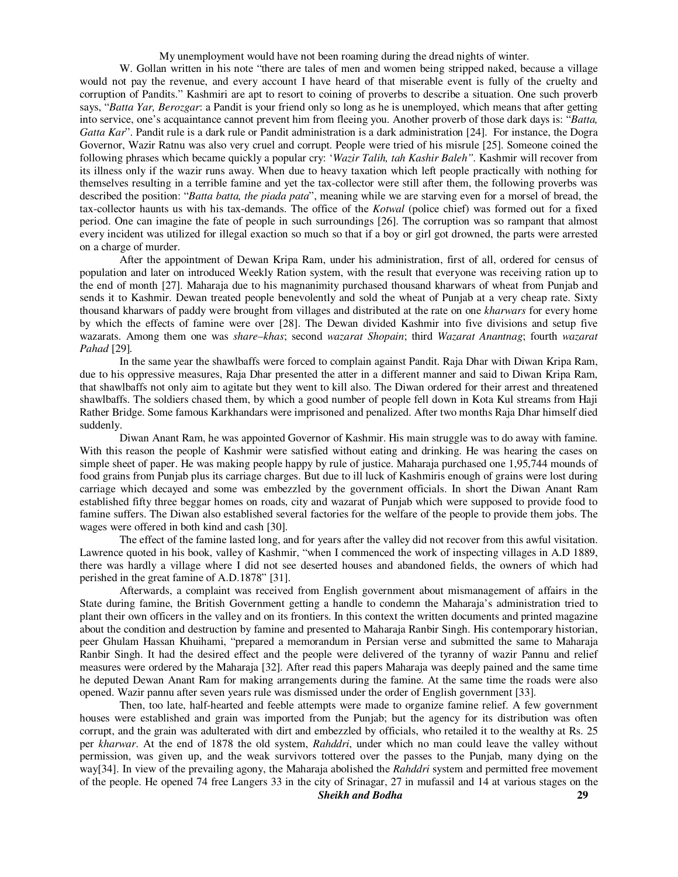My unemployment would have not been roaming during the dread nights of winter.

W. Gollan written in his note "there are tales of men and women being stripped naked, because a village would not pay the revenue, and every account I have heard of that miserable event is fully of the cruelty and corruption of Pandits." Kashmiri are apt to resort to coining of proverbs to describe a situation. One such proverb says, "*Batta Yar, Berozgar*: a Pandit is your friend only so long as he is unemployed, which means that after getting into service, one's acquaintance cannot prevent him from fleeing you. Another proverb of those dark days is: "*Batta, Gatta Kar*". Pandit rule is a dark rule or Pandit administration is a dark administration [24]. For instance, the Dogra Governor, Wazir Ratnu was also very cruel and corrupt. People were tried of his misrule [25]. Someone coined the following phrases which became quickly a popular cry: '*Wazir Talih, tah Kashir Baleh"*. Kashmir will recover from its illness only if the wazir runs away. When due to heavy taxation which left people practically with nothing for themselves resulting in a terrible famine and yet the tax-collector were still after them, the following proverbs was described the position: "*Batta batta, the piada pata*", meaning while we are starving even for a morsel of bread, the tax-collector haunts us with his tax-demands. The office of the *Kotwal* (police chief) was formed out for a fixed period. One can imagine the fate of people in such surroundings [26]. The corruption was so rampant that almost every incident was utilized for illegal exaction so much so that if a boy or girl got drowned, the parts were arrested on a charge of murder.

After the appointment of Dewan Kripa Ram, under his administration, first of all, ordered for census of population and later on introduced Weekly Ration system, with the result that everyone was receiving ration up to the end of month [27]. Maharaja due to his magnanimity purchased thousand kharwars of wheat from Punjab and sends it to Kashmir. Dewan treated people benevolently and sold the wheat of Punjab at a very cheap rate. Sixty thousand kharwars of paddy were brought from villages and distributed at the rate on one *kharwars* for every home by which the effects of famine were over [28]. The Dewan divided Kashmir into five divisions and setup five wazarats. Among them one was *share–khas*; second *wazarat Shopain*; third *Wazarat Anantnag*; fourth *wazarat Pahad* [29].

In the same year the shawlbaffs were forced to complain against Pandit. Raja Dhar with Diwan Kripa Ram, due to his oppressive measures, Raja Dhar presented the atter in a different manner and said to Diwan Kripa Ram, that shawlbaffs not only aim to agitate but they went to kill also. The Diwan ordered for their arrest and threatened shawlbaffs. The soldiers chased them, by which a good number of people fell down in Kota Kul streams from Haji Rather Bridge. Some famous Karkhandars were imprisoned and penalized. After two months Raja Dhar himself died suddenly.

Diwan Anant Ram, he was appointed Governor of Kashmir. His main struggle was to do away with famine. With this reason the people of Kashmir were satisfied without eating and drinking. He was hearing the cases on simple sheet of paper. He was making people happy by rule of justice. Maharaja purchased one 1,95,744 mounds of food grains from Punjab plus its carriage charges. But due to ill luck of Kashmiris enough of grains were lost during carriage which decayed and some was embezzled by the government officials. In short the Diwan Anant Ram established fifty three beggar homes on roads, city and wazarat of Punjab which were supposed to provide food to famine suffers. The Diwan also established several factories for the welfare of the people to provide them jobs. The wages were offered in both kind and cash [30].

The effect of the famine lasted long, and for years after the valley did not recover from this awful visitation. Lawrence quoted in his book, valley of Kashmir, "when I commenced the work of inspecting villages in A.D 1889, there was hardly a village where I did not see deserted houses and abandoned fields, the owners of which had perished in the great famine of A.D.1878" [31].

Afterwards, a complaint was received from English government about mismanagement of affairs in the State during famine, the British Government getting a handle to condemn the Maharaja's administration tried to plant their own officers in the valley and on its frontiers. In this context the written documents and printed magazine about the condition and destruction by famine and presented to Maharaja Ranbir Singh. His contemporary historian, peer Ghulam Hassan Khuihami, "prepared a memorandum in Persian verse and submitted the same to Maharaja Ranbir Singh. It had the desired effect and the people were delivered of the tyranny of wazir Pannu and relief measures were ordered by the Maharaja [32]. After read this papers Maharaja was deeply pained and the same time he deputed Dewan Anant Ram for making arrangements during the famine. At the same time the roads were also opened. Wazir pannu after seven years rule was dismissed under the order of English government [33].

Then, too late, half-hearted and feeble attempts were made to organize famine relief. A few government houses were established and grain was imported from the Punjab; but the agency for its distribution was often corrupt, and the grain was adulterated with dirt and embezzled by officials, who retailed it to the wealthy at Rs. 25 per *kharwar*. At the end of 1878 the old system, *Rahddri*, under which no man could leave the valley without permission, was given up, and the weak survivors tottered over the passes to the Punjab, many dying on the way[34]. In view of the prevailing agony, the Maharaja abolished the *Rahddri* system and permitted free movement of the people. He opened 74 free Langers 33 in the city of Srinagar, 27 in mufassil and 14 at various stages on the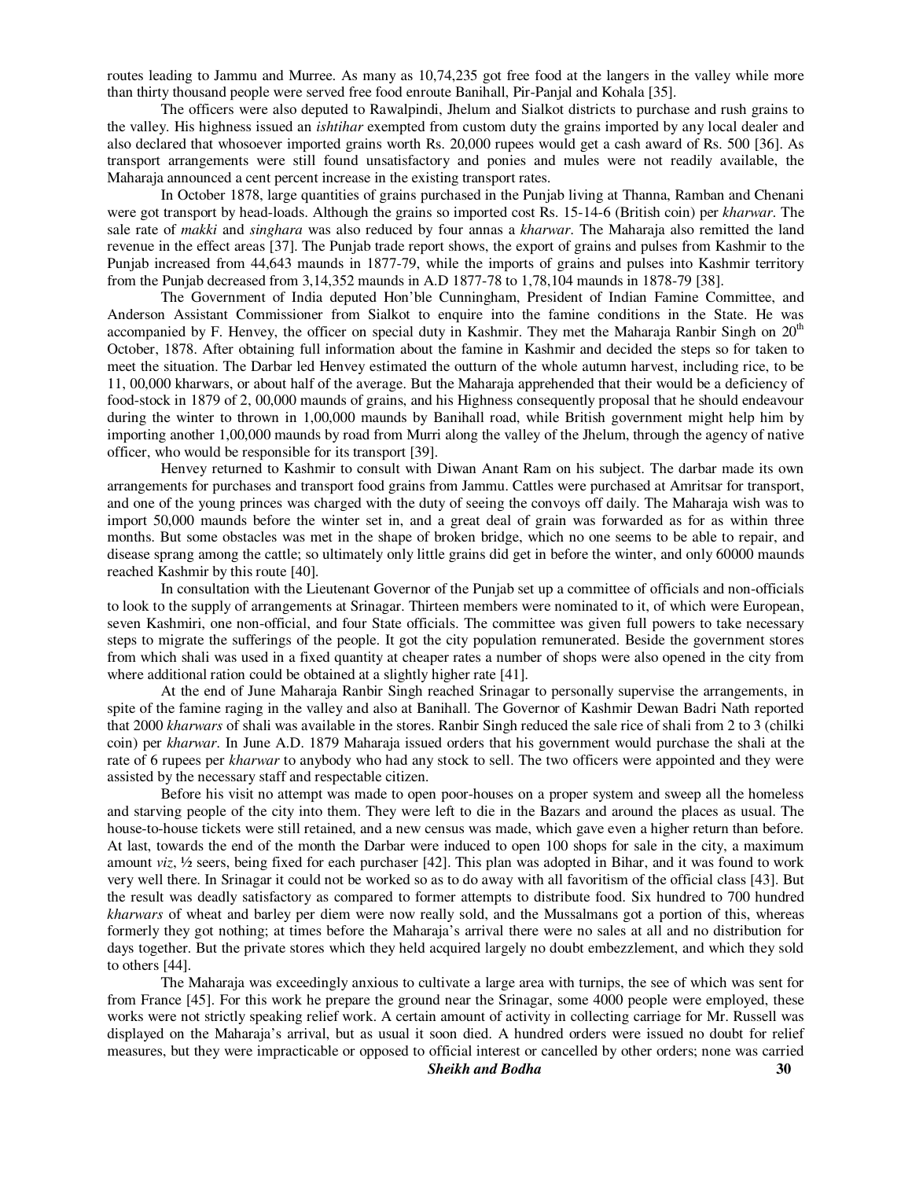routes leading to Jammu and Murree. As many as 10,74,235 got free food at the langers in the valley while more than thirty thousand people were served free food enroute Banihall, Pir-Panjal and Kohala [35].

The officers were also deputed to Rawalpindi, Jhelum and Sialkot districts to purchase and rush grains to the valley. His highness issued an *ishtihar* exempted from custom duty the grains imported by any local dealer and also declared that whosoever imported grains worth Rs. 20,000 rupees would get a cash award of Rs. 500 [36]. As transport arrangements were still found unsatisfactory and ponies and mules were not readily available, the Maharaja announced a cent percent increase in the existing transport rates.

In October 1878, large quantities of grains purchased in the Punjab living at Thanna, Ramban and Chenani were got transport by head-loads. Although the grains so imported cost Rs. 15-14-6 (British coin) per *kharwar*. The sale rate of *makki* and *singhara* was also reduced by four annas a *kharwar*. The Maharaja also remitted the land revenue in the effect areas [37]. The Punjab trade report shows, the export of grains and pulses from Kashmir to the Punjab increased from 44,643 maunds in 1877-79, while the imports of grains and pulses into Kashmir territory from the Punjab decreased from 3,14,352 maunds in A.D 1877-78 to 1,78,104 maunds in 1878-79 [38].

The Government of India deputed Hon'ble Cunningham, President of Indian Famine Committee, and Anderson Assistant Commissioner from Sialkot to enquire into the famine conditions in the State. He was accompanied by F. Henvey, the officer on special duty in Kashmir. They met the Maharaja Ranbir Singh on 20th October, 1878. After obtaining full information about the famine in Kashmir and decided the steps so for taken to meet the situation. The Darbar led Henvey estimated the outturn of the whole autumn harvest, including rice, to be 11, 00,000 kharwars, or about half of the average. But the Maharaja apprehended that their would be a deficiency of food-stock in 1879 of 2, 00,000 maunds of grains, and his Highness consequently proposal that he should endeavour during the winter to thrown in 1,00,000 maunds by Banihall road, while British government might help him by importing another 1,00,000 maunds by road from Murri along the valley of the Jhelum, through the agency of native officer, who would be responsible for its transport [39].

Henvey returned to Kashmir to consult with Diwan Anant Ram on his subject. The darbar made its own arrangements for purchases and transport food grains from Jammu. Cattles were purchased at Amritsar for transport, and one of the young princes was charged with the duty of seeing the convoys off daily. The Maharaja wish was to import 50,000 maunds before the winter set in, and a great deal of grain was forwarded as for as within three months. But some obstacles was met in the shape of broken bridge, which no one seems to be able to repair, and disease sprang among the cattle; so ultimately only little grains did get in before the winter, and only 60000 maunds reached Kashmir by this route [40].

In consultation with the Lieutenant Governor of the Punjab set up a committee of officials and non-officials to look to the supply of arrangements at Srinagar. Thirteen members were nominated to it, of which were European, seven Kashmiri, one non-official, and four State officials. The committee was given full powers to take necessary steps to migrate the sufferings of the people. It got the city population remunerated. Beside the government stores from which shali was used in a fixed quantity at cheaper rates a number of shops were also opened in the city from where additional ration could be obtained at a slightly higher rate [41].

At the end of June Maharaja Ranbir Singh reached Srinagar to personally supervise the arrangements, in spite of the famine raging in the valley and also at Banihall. The Governor of Kashmir Dewan Badri Nath reported that 2000 *kharwars* of shali was available in the stores. Ranbir Singh reduced the sale rice of shali from 2 to 3 (chilki coin) per *kharwar*. In June A.D. 1879 Maharaja issued orders that his government would purchase the shali at the rate of 6 rupees per *kharwar* to anybody who had any stock to sell. The two officers were appointed and they were assisted by the necessary staff and respectable citizen.

Before his visit no attempt was made to open poor-houses on a proper system and sweep all the homeless and starving people of the city into them. They were left to die in the Bazars and around the places as usual. The house-to-house tickets were still retained, and a new census was made, which gave even a higher return than before. At last, towards the end of the month the Darbar were induced to open 100 shops for sale in the city, a maximum amount *viz*, ½ seers, being fixed for each purchaser [42]. This plan was adopted in Bihar, and it was found to work very well there. In Srinagar it could not be worked so as to do away with all favoritism of the official class [43]. But the result was deadly satisfactory as compared to former attempts to distribute food. Six hundred to 700 hundred *kharwars* of wheat and barley per diem were now really sold, and the Mussalmans got a portion of this, whereas formerly they got nothing; at times before the Maharaja's arrival there were no sales at all and no distribution for days together. But the private stores which they held acquired largely no doubt embezzlement, and which they sold to others [44].

The Maharaja was exceedingly anxious to cultivate a large area with turnips, the see of which was sent for from France [45]. For this work he prepare the ground near the Srinagar, some 4000 people were employed, these works were not strictly speaking relief work. A certain amount of activity in collecting carriage for Mr. Russell was displayed on the Maharaja's arrival, but as usual it soon died. A hundred orders were issued no doubt for relief measures, but they were impracticable or opposed to official interest or cancelled by other orders; none was carried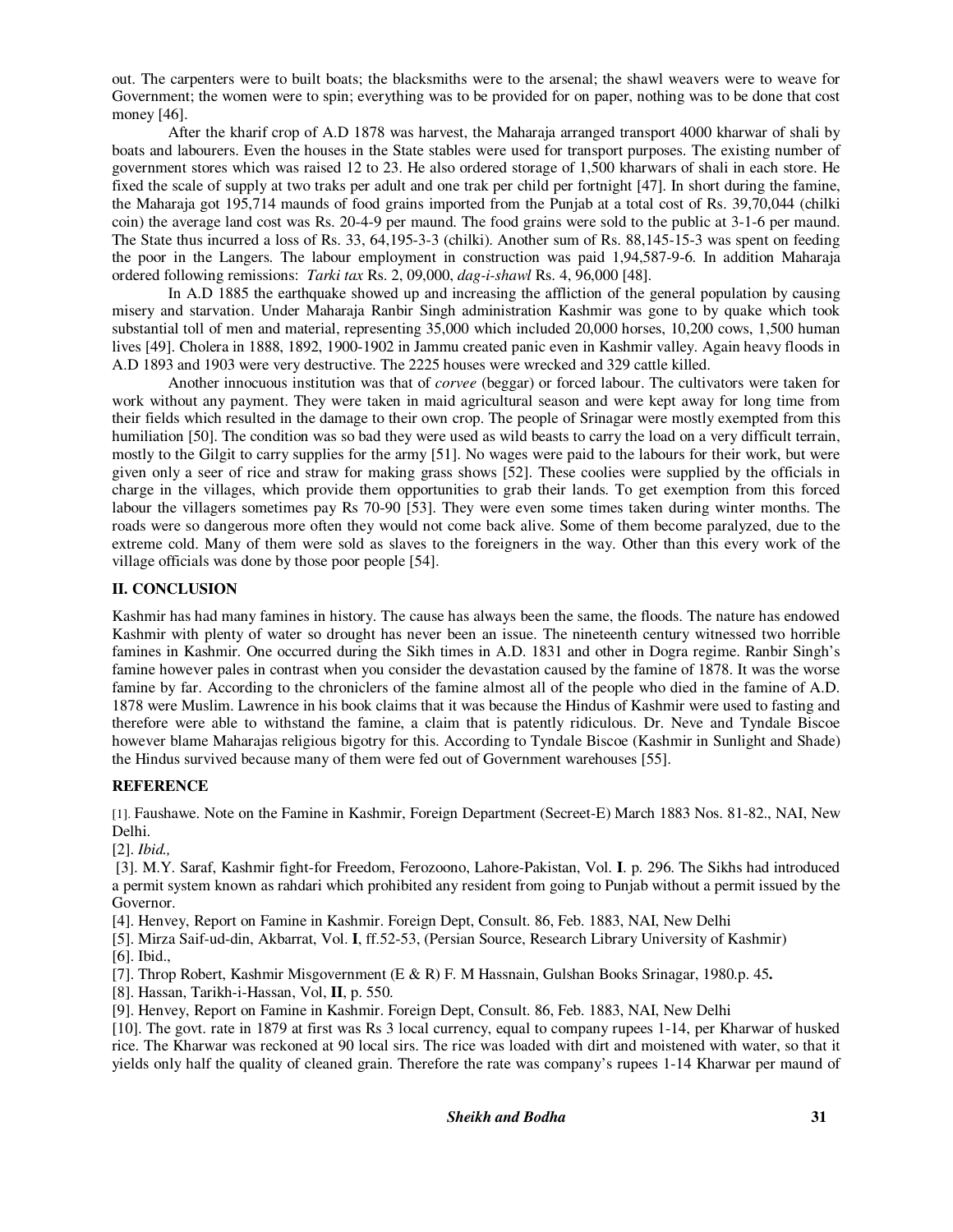out. The carpenters were to built boats; the blacksmiths were to the arsenal; the shawl weavers were to weave for Government; the women were to spin; everything was to be provided for on paper, nothing was to be done that cost money [46].

After the kharif crop of A.D 1878 was harvest, the Maharaja arranged transport 4000 kharwar of shali by boats and labourers. Even the houses in the State stables were used for transport purposes. The existing number of government stores which was raised 12 to 23. He also ordered storage of 1,500 kharwars of shali in each store. He fixed the scale of supply at two traks per adult and one trak per child per fortnight [47]. In short during the famine, the Maharaja got 195,714 maunds of food grains imported from the Punjab at a total cost of Rs. 39,70,044 (chilki coin) the average land cost was Rs. 20-4-9 per maund. The food grains were sold to the public at 3-1-6 per maund. The State thus incurred a loss of Rs. 33, 64,195-3-3 (chilki). Another sum of Rs. 88,145-15-3 was spent on feeding the poor in the Langers. The labour employment in construction was paid 1,94,587-9-6. In addition Maharaja ordered following remissions: *Tarki tax* Rs. 2, 09,000, *dag-i-shawl* Rs. 4, 96,000 [48].

In A.D 1885 the earthquake showed up and increasing the affliction of the general population by causing misery and starvation. Under Maharaja Ranbir Singh administration Kashmir was gone to by quake which took substantial toll of men and material, representing 35,000 which included 20,000 horses, 10,200 cows, 1,500 human lives [49]. Cholera in 1888, 1892, 1900-1902 in Jammu created panic even in Kashmir valley. Again heavy floods in A.D 1893 and 1903 were very destructive. The 2225 houses were wrecked and 329 cattle killed.

Another innocuous institution was that of *corvee* (beggar) or forced labour. The cultivators were taken for work without any payment. They were taken in maid agricultural season and were kept away for long time from their fields which resulted in the damage to their own crop. The people of Srinagar were mostly exempted from this humiliation [50]. The condition was so bad they were used as wild beasts to carry the load on a very difficult terrain, mostly to the Gilgit to carry supplies for the army [51]. No wages were paid to the labours for their work, but were given only a seer of rice and straw for making grass shows [52]. These coolies were supplied by the officials in charge in the villages, which provide them opportunities to grab their lands. To get exemption from this forced labour the villagers sometimes pay Rs 70-90 [53]. They were even some times taken during winter months. The roads were so dangerous more often they would not come back alive. Some of them become paralyzed, due to the extreme cold. Many of them were sold as slaves to the foreigners in the way. Other than this every work of the village officials was done by those poor people [54].

## II. CONCLUSION

Kashmir has had many famines in history. The cause has always been the same, the floods. The nature has endowed Kashmir with plenty of water so drought has never been an issue. The nineteenth century witnessed two horrible famines in Kashmir. One occurred during the Sikh times in A.D. 1831 and other in Dogra regime. Ranbir Singh's famine however pales in contrast when you consider the devastation caused by the famine of 1878. It was the worse famine by far. According to the chroniclers of the famine almost all of the people who died in the famine of A.D. 1878 were Muslim. Lawrence in his book claims that it was because the Hindus of Kashmir were used to fasting and therefore were able to withstand the famine, a claim that is patently ridiculous. Dr. Neve and Tyndale Biscoe however blame Maharajas religious bigotry for this. According to Tyndale Biscoe (Kashmir in Sunlight and Shade) the Hindus survived because many of them were fed out of Government warehouses [55].

## REFERENCE

[1]. Faushawe. Note on the Famine in Kashmir, Foreign Department (Secreet-E) March 1883 Nos. 81-82., NAI, New Delhi.

[2]. *Ibid.,*

[3]. M.Y. Saraf, Kashmir fight-for Freedom, Ferozoono, Lahore-Pakistan, Vol. **I**. p. 296. The Sikhs had introduced a permit system known as rahdari which prohibited any resident from going to Punjab without a permit issued by the Governor.

[4]. Henvey, Report on Famine in Kashmir. Foreign Dept, Consult. 86, Feb. 1883, NAI, New Delhi

[5]. Mirza Saif-ud-din, Akbarrat, Vol. **I**, ff.52-53, (Persian Source, Research Library University of Kashmir)

[6]. Ibid.,

[7]. Throp Robert, Kashmir Misgovernment (E & R) F. M Hassnain, Gulshan Books Srinagar, 1980.p. 45**.**

[8]. Hassan, Tarikh-i-Hassan, Vol, **II**, p. 550.

[9]. Henvey, Report on Famine in Kashmir. Foreign Dept, Consult. 86, Feb. 1883, NAI, New Delhi

[10]. The govt. rate in 1879 at first was Rs 3 local currency, equal to company rupees 1-14, per Kharwar of husked rice. The Kharwar was reckoned at 90 local sirs. The rice was loaded with dirt and moistened with water, so that it yields only half the quality of cleaned grain. Therefore the rate was company's rupees 1-14 Kharwar per maund of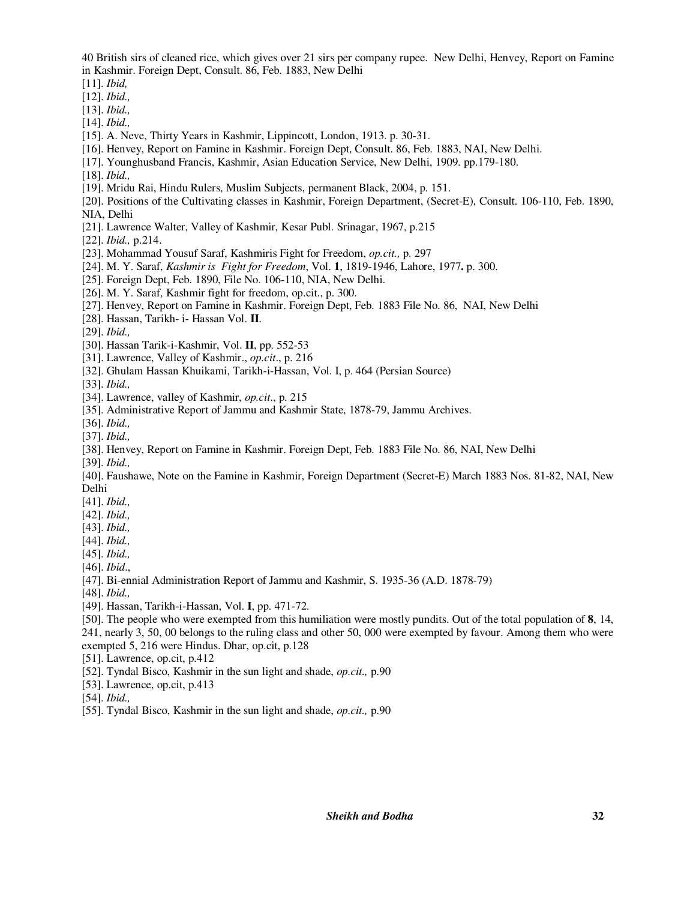40 British sirs of cleaned rice, which gives over 21 sirs per company rupee. New Delhi, Henvey, Report on Famine in Kashmir. Foreign Dept, Consult. 86, Feb. 1883, New Delhi

[11]. *Ibid,*

[12]. *Ibid.,*

[13]. *Ibid.,*

[14]. *Ibid.,*

[15]. A. Neve, Thirty Years in Kashmir, Lippincott, London, 1913. p. 30-31.

[16]. Henvey, Report on Famine in Kashmir. Foreign Dept, Consult. 86, Feb. 1883, NAI, New Delhi.

[17]. Younghusband Francis, Kashmir, Asian Education Service, New Delhi, 1909. pp.179-180.

[18]. *Ibid.,*

[19]. Mridu Rai, Hindu Rulers, Muslim Subjects, permanent Black, 2004, p. 151.

[20]. Positions of the Cultivating classes in Kashmir, Foreign Department, (Secret-E), Consult. 106-110, Feb. 1890, NIA, Delhi

[21]. Lawrence Walter, Valley of Kashmir, Kesar Publ. Srinagar, 1967, p.215

[22]. *Ibid.,* p.214.

[23]. Mohammad Yousuf Saraf, Kashmiris Fight for Freedom, *op.cit.,* p. 297

[24]. M. Y. Saraf, *Kashmir is Fight for Freedom*, Vol. **1**, 1819-1946, Lahore, 1977**.** p. 300.

[25]. Foreign Dept, Feb. 1890, File No. 106-110, NIA, New Delhi.

[26]. M. Y. Saraf, Kashmir fight for freedom, op.cit., p. 300.

[27]. Henvey, Report on Famine in Kashmir. Foreign Dept, Feb. 1883 File No. 86, NAI, New Delhi

[28]. Hassan, Tarikh- i- Hassan Vol. **II**.

[29]. *Ibid.,*

[30]. Hassan Tarik-i-Kashmir, Vol. **II**, pp. 552-53

[31]. Lawrence, Valley of Kashmir., *op.cit*., p. 216

[32]. Ghulam Hassan Khuikami, Tarikh-i-Hassan, Vol. I, p. 464 (Persian Source)

[33]. *Ibid.,*

[34]. Lawrence, valley of Kashmir, *op.cit*., p. 215

[35]. Administrative Report of Jammu and Kashmir State, 1878-79, Jammu Archives.

[36]. *Ibid.,*

[37]. *Ibid.,*

[38]. Henvey, Report on Famine in Kashmir. Foreign Dept, Feb. 1883 File No. 86, NAI, New Delhi

[39]. *Ibid.,*

[40]. Faushawe, Note on the Famine in Kashmir, Foreign Department (Secret-E) March 1883 Nos. 81-82, NAI, New Delhi

[41]. *Ibid.,*

[42]. *Ibid.,*

[43]. *Ibid.,*

[44]. *Ibid.,*

[45]. *Ibid.,*

[46]. *Ibid*.,

[47]. Bi-ennial Administration Report of Jammu and Kashmir, S. 1935-36 (A.D. 1878-79)

[48]. *Ibid.,*

[49]. Hassan, Tarikh-i-Hassan, Vol. **I**, pp. 471-72.

[50]. The people who were exempted from this humiliation were mostly pundits. Out of the total population of **8**, 14, 241, nearly 3, 50, 00 belongs to the ruling class and other 50, 000 were exempted by favour. Among them who were exempted 5, 216 were Hindus. Dhar, op.cit, p.128

[51]. Lawrence, op.cit, p.412

[52]. Tyndal Bisco, Kashmir in the sun light and shade, *op.cit.,* p.90

[53]. Lawrence, op.cit, p.413

[54]. *Ibid.,*

[55]. Tyndal Bisco, Kashmir in the sun light and shade, *op.cit.,* p.90